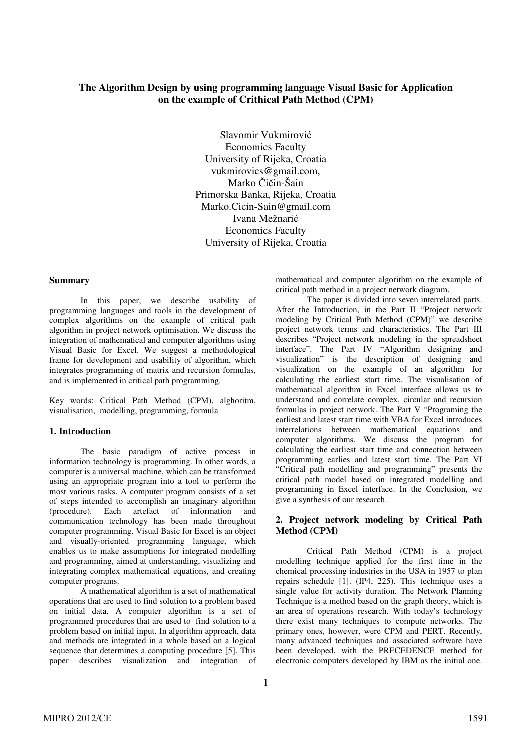# The Algorithm Design by using programming language Visual Basic for Application on the example of Crithical Path Method (CPM)

Slavomir Vukmirović
Economics Faculty
University of Rijeka, Croatia
vukmirovics@gmail.com,
Marko Čičin-Šain
Primorska Banka, Rijeka, Croatia
Marko.Cicin-Sain@gmail.com
Ivana Mežnarić
Economics Faculty
University of Rijeka, Croatia

### Summary

In this paper, we describe usability of programming languages and tools in the development of complex algorithms on the example of critical path algorithm in project network optimisation. We discuss the integration of mathematical and computer algorithms using Visual Basic for Excel. We suggest a methodological frame for development and usability of algorithm, which integrates programming of matrix and recursion formulas, and is implemented in critical path programming.

Key words: Critical Path Method (CPM), alghoritm, visualisation, modelling, programming, formula

## 1. Introduction

The basic paradigm of active process in information technology is programming. In other words, a computer is a universal machine, which can be transformed using an appropriate program into a tool to perform the most various tasks. A computer program consists of a set of steps intended to accomplish an imaginary algorithm (procedure). Each artefact of information and communication technology has been made throughout computer programming. Visual Basic for Excel is an object and visually-oriented programming language, which enables us to make assumptions for integrated modelling and programming, aimed at understanding, visualizing and integrating complex mathematical equations, and creating computer programs.

A mathematical algorithm is a set of mathematical operations that are used to find solution to a problem based on initial data. A computer algorithm is a set of programmed procedures that are used to find solution to a problem based on initial input. In algorithm approach, data and methods are integrated in a whole based on a logical sequence that determines a computing procedure [5]. This paper describes visualization and integration of mathematical and computer algorithm on the example of critical path method in a project network diagram.

The paper is divided into seven interrelated parts. After the Introduction, in the Part II "Project network modeling by Critical Path Method (CPM)" we describe project network terms and characteristics. The Part III describes "Project network modeling in the spreadsheet interface". The Part IV "Algorithm designing and visualization" is the description of designing and visualization on the example of an algorithm for calculating the earliest start time. The visualisation of mathematical algorithm in Excel interface allows us to understand and correlate complex, circular and recursion formulas in project network. The Part V "Programing the earliest and latest start time with VBA for Excel introduces interrelations between mathematical equations and computer algorithms. We discuss the program for calculating the earliest start time and connection between programming earlies and latest start time. The Part VI "Critical path modelling and programming" presents the critical path model based on integrated modelling and programming in Excel interface. In the Conclusion, we give a synthesis of our research.

## 2. Project network modeling by Critical Path Method (CPM)

Critical Path Method (CPM) is a project modelling technique applied for the first time in the chemical processing industries in the USA in 1957 to plan repairs schedule [1]. (IP4, 225). This technique uses a single value for activity duration. The Network Planning Technique is a method based on the graph theory, which is an area of operations research. With today's technology there exist many techniques to compute networks. The primary ones, however, were CPM and PERT. Recently, many advanced techniques and associated software have been developed, with the PRECEDENCE method for electronic computers developed by IBM as the initial one.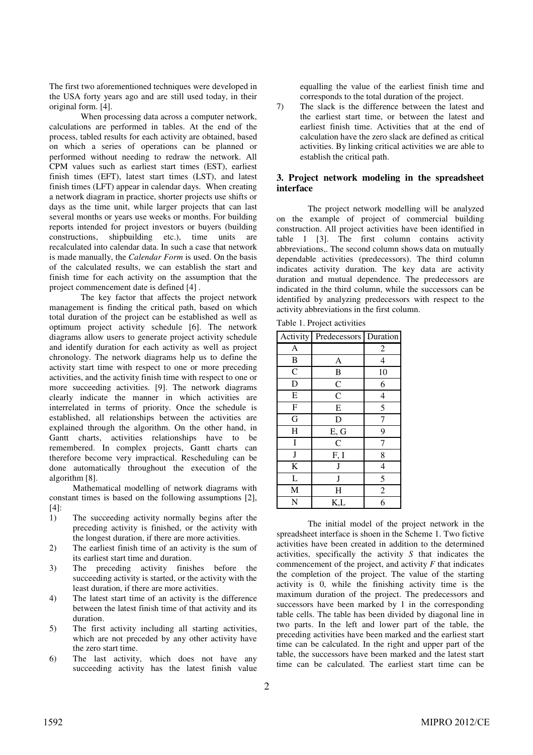The first two aforementioned techniques were developed in the USA forty years ago and are still used today, in their original form. [4].

When processing data across a computer network, calculations are performed in tables. At the end of the process, tabled results for each activity are obtained, based on which a series of operations can be planned or performed without needing to redraw the network. All CPM values such as earliest start times (EST), earliest finish times (EFT), latest start times (LST), and latest finish times (LFT) appear in calendar days. When creating a network diagram in practice, shorter projects use shifts or days as the time unit, while larger projects that can last several months or years use weeks or months. For building reports intended for project investors or buyers (building constructions, shipbuilding etc.), time units are recalculated into calendar data. In such a case that network is made manually, the *Calendar Form* is used. On the basis of the calculated results, we can establish the start and finish time for each activity on the assumption that the project commencement date is defined [4] .

The key factor that affects the project network management is finding the critical path, based on which total duration of the project can be established as well as optimum project activity schedule [6]. The network diagrams allow users to generate project activity schedule and identify duration for each activity as well as project chronology. The network diagrams help us to define the activity start time with respect to one or more preceding activities, and the activity finish time with respect to one or more succeeding activities. [9]. The network diagrams clearly indicate the manner in which activities are interrelated in terms of priority. Once the schedule is established, all relationships between the activities are explained through the algorithm. On the other hand, in Gantt charts, activities relationships have to be remembered. In complex projects, Gantt charts can therefore become very impractical. Rescheduling can be done automatically throughout the execution of the algorithm [8].

Mathematical modelling of network diagrams with constant times is based on the following assumptions [2], [4]:

1) The succeeding activity normally begins after the preceding activity is finished, or the activity with the longest duration, if there are more activities.
2) The earliest finish time of an activity is the sum of its earliest start time and duration.
3) The preceding activity finishes before the succeeding activity is started, or the activity with the least duration, if there are more activities.
4) The latest start time of an activity is the difference between the latest finish time of that activity and its duration.
5) The first activity including all starting activities, which are not preceded by any other activity have the zero start time.
6) The last activity, which does not have any succeeding activity has the latest finish value equalling the value of the earliest finish time and corresponds to the total duration of the project.
7) The slack is the difference between the latest and the earliest start time, or between the latest and earliest finish time. Activities that at the end of calculation have the zero slack are defined as critical activities. By linking critical activities we are able to establish the critical path.

## 3. Project network modeling in the spreadsheet interface

The project network modelling will be analyzed on the example of project of commercial building construction. All project activities have been identified in table 1 [3]. The first column contains activity abbreviations,. The second column shows data on mutually dependable activities (predecessors). The third column indicates activity duration. The key data are activity duration and mutual dependence. The predecessors are indicated in the third column, while the successors can be identified by analyzing predecessors with respect to the activity abbreviations in the first column.

Table 1. Project activities

| Activity | Predecessors | Duration |
|---|---|---|
| A | | 2 |
| B | A | 4 |
| C | B | 10 |
| D | C | 6 |
| E | C | 4 |
| F | E | 5 |
| G | D | 7 |
| H | E, G | 9 |
| I | C | 7 |
| J | F, I | 8 |
| K | J | 4 |
| L | J | 5 |
| M | H | 2 |
| N | K,L | 6 |

The initial model of the project network in the spreadsheet interface is shoen in the Scheme 1. Two fictive activities have been created in addition to the determined activities, specifically the activity *S* that indicates the commencement of the project, and activity *F* that indicates the completion of the project. The value of the starting activity is 0, while the finishing activity time is the maximum duration of the project. The predecessors and successors have been marked by 1 in the corresponding table cells. The table has been divided by diagonal line in two parts. In the left and lower part of the table, the preceding activities have been marked and the earliest start time can be calculated. In the right and upper part of the table, the successors have been marked and the latest start time can be calculated. The earliest start time can be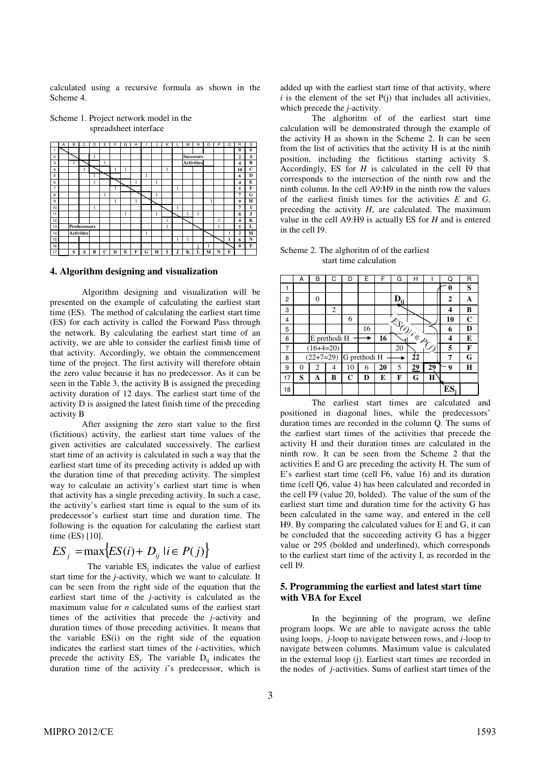calculated using a recursive formula as shown in the Scheme 4.

Scheme 1. Project network model in the spreadsheet interface

| | A | B | C | D | E | F | G | H | I | J | K | L | M | N | O | P | Q | R | S |
|---|---|---|---|---|---|---|---|---|---|---|---|---|---|---|---|---|---|---|---|
| 1 | | | | | | | | | | | | | | | | | | **0** | **S** |
| 2 | | | | 1 | | | | | | | | | **Succesors** | | | | | **2** | **A** |
| 3 | | 1 | | | 1 | | | | | | | | **Activities** | | | | | **4** | **B** |
| 4 | | | 1 | | | 1 | 1 | | | | 1 | | | | | | | **10** | **C** |
| 5 | | | | 1 | | | | | 1 | | | | | | | | | **6** | **D** |
| 6 | | | | 1 | | | | 1 | | 1 | | | | | | | | **4** | **E** |
| 7 | | | | | | 1 | | | | | | 1 | | | | | | **5** | **F** |
| 8 | | | | | 1 | | | | | 1 | | | | | | | | **7** | **G** |
| 9 | | | | | | 1 | | 1 | | | | | | | 1 | | | **9** | **H** |
| 10 | | | | 1 | | | | | | | | 1 | | | | | | **7** | **I** |
| 11 | | | | | | | 1 | | | 1 | | | 1 | 1 | | | | **8** | **J** |
| 12 | | | | | | | | | | | 1 | | | | | 1 | | **4** | **K** |
| 13 | | **Predecessors** | | | | | | | | | 1 | | | | | 1 | | **5** | **L** |
| 14 | | **Activities** | | | | | | | 1 | | | | | | | | 1 | **2** | **M** |
| 15 | | | | | | | | | | | | 1 | 1 | | | | 1 | **6** | **N** |
| 16 | | | | | | | | | | | | | 1 | 1 | | | | **0** | **F** |
| 17 | | **S** | **A** | **B** | **C** | **D** | **E** | **F** | **G** | **H** | **I** | **J** | **K** | **L** | **M** | **N** | **F** | | |

## 4. Algorithm designing and visualization

Algorithm designing and visualization will be presented on the example of calculating the earliest start time (ES). The method of calculating the earliest start time (ES) for each activity is called the Forward Pass through the network. By calculating the earliest start time of an activity, we are able to consider the earliest finish time of that activity. Accordingly, we obtain the commencement time of the project. The first activity will therefore obtain the zero value because it has no predecessor. As it can be seen in the Table 3, the activity B is assigned the preceding activity duration of 12 days. The earliest start time of the activity D is assigned the latest finish time of the preceding activity B

After assigning the zero start value to the first (fictitious) activity, the earliest start time values of the given activities are calculated successively. The earliest start time of an activity is calculated in such a way that the earliest start time of its preceding activity is added up with the duration time of that preceding activity. The simplest way to calculate an activity's earliest start time is when that activity has a single preceding activity. In such a case, the activity's earliest start time is equal to the sum of its predecessor's earliest start time and duration time. The following is the equation for calculating the earliest start time (ES) [10].

$$ES_j = \max\{ES(i) + D_{ij} \mid i \in P(j)\}$$

The variable $ES_j$ indicates the value of earliest start time for the *j*-activity, which we want to calculate. It can be seen from the right side of the equation that the earliest start time of the *j*-activity is calculated as the maximum value for *n* calculated sums of the earliest start times of the activities that precede the *j*-activity and duration times of those preceding activities. It means that the variable ES(i) on the right side of the equation indicates the earliest start times of the *i*-activities, which precede the activity $ES_j$. The variable $D_{ij}$ indicates the duration time of the activity *i*'s predecessor, which is added up with the earliest start time of that activity, where *i* is the element of the set P(j) that includes all activities, which precede the *j*-activity.

The alghoritm of of the earliest start time calculation will be demonstrated through the example of the activity H as shown in the Scheme 2. It can be seen from the list of activities that the activity H is at the ninth position, including the fictitious starting activity S. Accordingly, ES for *H* is calculated in the cell I9 that corresponds to the intersection of the ninth row and the ninth column. In the cell A9:H9 in the ninth row the values of the earliest finish times for the activities *E* and *G*, preceding the activity *H*, are calculated. The maximum value in the cell A9:H9 is actually ES for *H* and is entered in the cell I9.

Scheme 2. The alghoritm of of the earliest start time calculation

| | A | B | C | D | E | F | G | H | I | Q | R |
|---|---|---|---|---|---|---|---|---|---|---|---|
| 1 | | | | | | | | | | **0** | **S** |
| 2 | | 0 | | | | | $\mathbf{D_{ij}}$ | | | **2** | **A** |
| 3 | | | 2 | | | | | | | **4** | **B** |
| 4 | | | | 6 | | | $ES(i) \mid i \in P(j)$ | | | **10** | **C** |
| 5 | | | | | 16 | | | | | **6** | **D** |
| 6 | | E prethodi H → | | | | **16** | | | | **4** | **E** |
| 7 | | (16+4=20) | | | | | 20 | | | **5** | **F** |
| 8 | | (22+7=29) | | G prethodi H → | | | | **22** | | **7** | **G** |
| 9 | 0 | 2 | 4 | 10 | 6 | **20** | 5 | **<u>29</u>** | **29** | **9** | **H** |
| 17 | **S** | **A** | **B** | **C** | **D** | **E** | **F** | **G** | **H** | | |
| 18 | | | | | | | | | | $\mathbf{ES_j}$ | |

The earliest start times are calculated and positioned in diagonal lines, while the predecessors' duration times are recorded in the column Q. The sums of the earliest start times of the activities that precede the activity H and their duration times are calculated in the ninth row. It can be seen from the Scheme 2 that the activities E and G are preceding the activity H. The sum of E's earliest start time (cell F6, value 16) and its duration time (cell Q6, value 4) has been calculated and recorded in the cell F9 (value 20, bolded). The value of the sum of the earliest start time and duration time for the activity G has been calculated in the same way, and entered in the cell H9. By comparing the calculated values for E and G, it can be concluded that the succeeding activity G has a bigger value or 295 (bolded and underlined), which corresponds to the earliest start time of the activity I, as recorded in the cell I9.

## 5. Programming the earliest and latest start time with VBA for Excel

In the beginning of the program, we define program loops. We are able to navigate across the table using loops, *j*-loop to navigate between rows, and *i*-loop to navigate between columns. Maximum value is calculated in the external loop (j). Earliest start times are recorded in the nodes of *j*-activities. Sums of earliest start times of the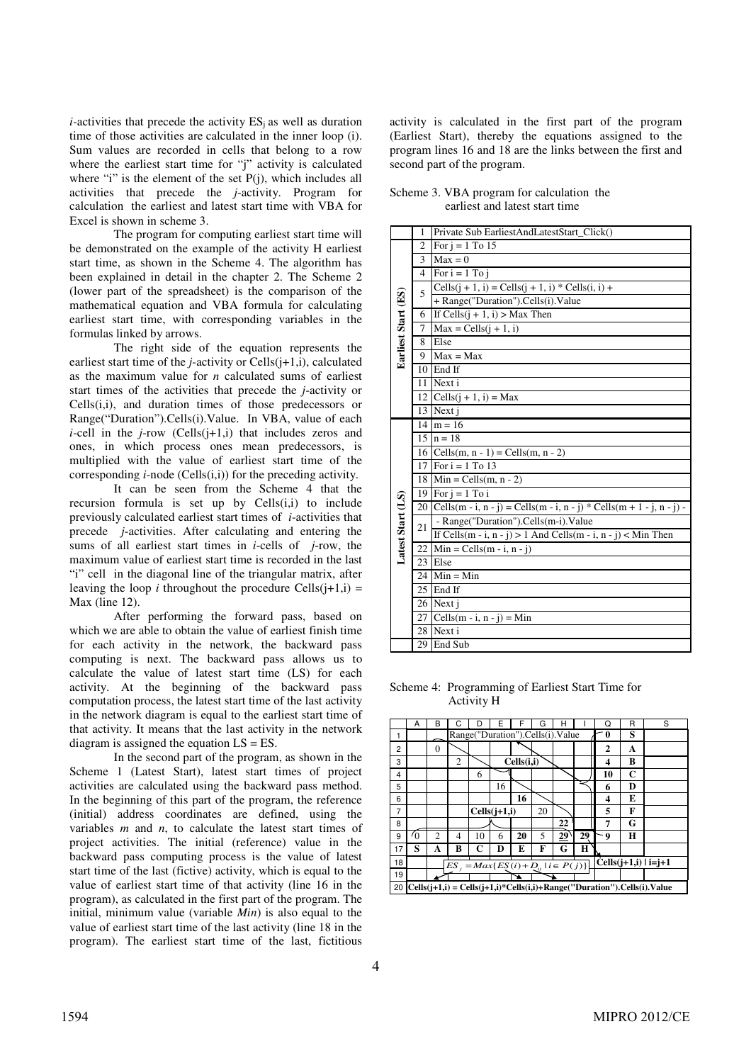$i$-activities that precede the activity $ES_j$ as well as duration time of those activities are calculated in the inner loop (i). Sum values are recorded in cells that belong to a row where the earliest start time for "j" activity is calculated where "i" is the element of the set P(j), which includes all activities that precede the $j$-activity. Program for calculation the earliest and latest start time with VBA for Excel is shown in scheme 3.

The program for computing earliest start time will be demonstrated on the example of the activity H earliest start time, as shown in the Scheme 4. The algorithm has been explained in detail in the chapter 2. The Scheme 2 (lower part of the spreadsheet) is the comparison of the mathematical equation and VBA formula for calculating earliest start time, with corresponding variables in the formulas linked by arrows.

The right side of the equation represents the earliest start time of the $j$-activity or Cells(j+1,i), calculated as the maximum value for $n$ calculated sums of earliest start times of the activities that precede the $j$-activity or Cells(i,i), and duration times of those predecessors or Range("Duration").Cells(i).Value. In VBA, value of each $i$-cell in the $j$-row (Cells(j+1,i) that includes zeros and ones, in which process ones mean predecessors, is multiplied with the value of earliest start time of the corresponding $i$-node (Cells(i,i)) for the preceding activity.

It can be seen from the Scheme 4 that the recursion formula is set up by Cells(i,i) to include previously calculated earliest start times of $i$-activities that precede $j$-activities. After calculating and entering the sums of all earliest start times in $i$-cells of $j$-row, the maximum value of earliest start time is recorded in the last "i" cell in the diagonal line of the triangular matrix, after leaving the loop $i$ throughout the procedure Cells(j+1,i) = Max (line 12).

After performing the forward pass, based on which we are able to obtain the value of earliest finish time for each activity in the network, the backward pass computing is next. The backward pass allows us to calculate the value of latest start time (LS) for each activity. At the beginning of the backward pass computation process, the latest start time of the last activity in the network diagram is equal to the earliest start time of that activity. It means that the last activity in the network diagram is assigned the equation LS = ES.

In the second part of the program, as shown in the Scheme 1 (Latest Start), latest start times of project activities are calculated using the backward pass method. In the beginning of this part of the program, the reference (initial) address coordinates are defined, using the variables $m$ and $n$, to calculate the latest start times of project activities. The initial (reference) value in the backward pass computing process is the value of latest start time of the last (fictive) activity, which is equal to the value of earliest start time of that activity (line 16 in the program), as calculated in the first part of the program. The initial, minimum value (variable *Min*) is also equal to the value of earliest start time of the last activity (line 18 in the program). The earliest start time of the last, fictitious activity is calculated in the first part of the program (Earliest Start), thereby the equations assigned to the program lines 16 and 18 are the links between the first and second part of the program.

Scheme 3. VBA program for calculation the earliest and latest start time

| | | |
|---|---|---|
| | 1 | Private Sub EarliestAndLatestStart_Click() |
| **Earliest Start (ES)** | 2 | For j = 1 To 15 |
| | 3 | Max = 0 |
| | 4 | For i = 1 To j |
| | 5 | Cells(j + 1, i) = Cells(j + 1, i) * Cells(i, i) + |
| | | + Range("Duration").Cells(i).Value |
| | 6 | If Cells(j + 1, i) > Max Then |
| | 7 | Max = Cells(j + 1, i) |
| | 8 | Else |
| | 9 | Max = Max |
| | 10 | End If |
| | 11 | Next i |
| | 12 | Cells(j + 1, i) = Max |
| | 13 | Next j |
| **Latest Start (LS)** | 14 | m = 16 |
| | 15 | n = 18 |
| | 16 | Cells(m, n - 1) = Cells(m, n - 2) |
| | 17 | For i = 1 To 13 |
| | 18 | Min = Cells(m, n - 2) |
| | 19 | For j = 1 To i |
| | 20 | Cells(m - i, n - j) = Cells(m - i, n - j) * Cells(m + 1 - j, n - j) - |
| | 21 | - Range("Duration").Cells(m-i).Value |
| | | If Cells(m - i, n - j) > 1 And Cells(m - i, n - j) < Min Then |
| | 22 | Min = Cells(m - i, n - j) |
| | 23 | Else |
| | 24 | Min = Min |
| | 25 | End If |
| | 26 | Next j |
| | 27 | Cells(m - i, n - j) = Min |
| | 28 | Next i |
| | 29 | End Sub |

Scheme 4: Programming of Earliest Start Time for Activity H

| | A | B | C | D | E | F | G | H | I | Q | R | S |
|---|---|---|---|---|---|---|---|---|---|---|---|---|
| 1 | | | Range("Duration").Cells(i).Value | | | | | | | **0** | **S** | |
| 2 | | 0 | | | | | | | | **2** | **A** | |
| 3 | | | 2 | | | Cells(i,i) | | | | **4** | **B** | |
| 4 | | | | 6 | | | | | | **10** | **C** | |
| 5 | | | | | 16 | | | | | **6** | **D** | |
| 6 | | | | | | **16** | | | | **4** | **E** | |
| 7 | | | | Cells(j+1,i) | | | 20 | | | **5** | **F** | |
| 8 | | | | | | | | **22** | | **7** | **G** | |
| 9 | 0 | 2 | 4 | 10 | 6 | **20** | 5 | **29** | **29** | **9** | **H** | |
| 17 | **S** | **A** | **B** | **C** | **D** | **E** | **F** | **G** | **H** | | | |
| 18 | | | $ES_j = Max\{ES(i) + D_{ij} \mid i \in P(j)\}$ | | | | | | | Cells(j+1,i) \| i=j+1 | | |
| 19 | | | | | | | | | | | | |
| 20 | Cells(j+1,i) = Cells(j+1,i)*Cells(i,i)+Range("Duration").Cells(i).Value | | | | | | | | | | | |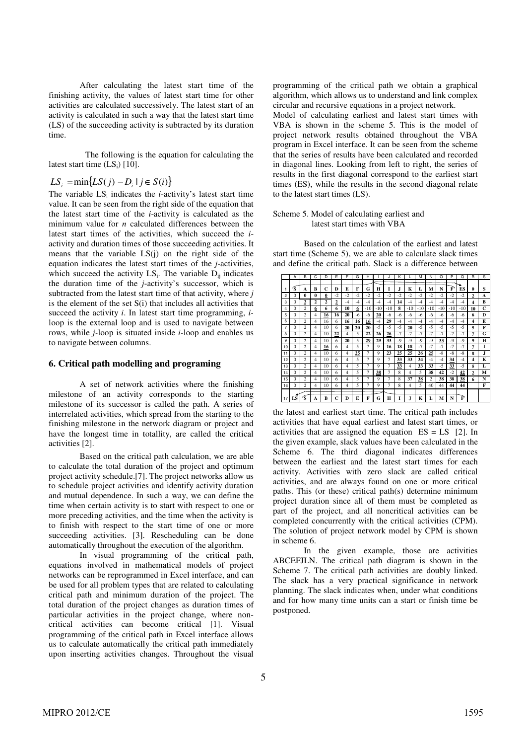After calculating the latest start time of the finishing activity, the values of latest start time for other activities are calculated successively. The latest start of an activity is calculated in such a way that the latest start time (LS) of the succeeding activity is subtracted by its duration time.

The following is the equation for calculating the latest start time ($LS_i$) [10].

$$LS_i = \min\{LS(j) - D_i \mid j \in S(i)\}$$

The variable $LS_i$ indicates the *i*-activity's latest start time value. It can be seen from the right side of the equation that the latest start time of the *i*-activity is calculated as the minimum value for *n* calculated differences between the latest start times of the activities, which succeed the *i*-activity and duration times of those succeeding activities. It means that the variable LS(j) on the right side of the equation indicates the latest start times of the *j*-activities, which succeed the activity $LS_i$. The variable $D_{ij}$ indicates the duration time of the *j*-activity's successor, which is subtracted from the latest start time of that activity, where *j* is the element of the set S(i) that includes all activities that succeed the activity *i*. In latest start time programming, *i*-loop is the external loop and is used to navigate between rows, while *j*-loop is situated inside *i*-loop and enables us to navigate between columns.

## 6. Critical path modelling and programing

A set of network activities where the finishing milestone of an activity corresponds to the starting milestone of its successor is called the path. A series of interrelated activities, which spread from the starting to the finishing milestone in the network diagram or project and have the longest time in totallity, are called the critical activities [2].

Based on the critical path calculation, we are able to calculate the total duration of the project and optimum project activity schedule.[7]. The project networks allow us to schedule project activities and identify activity duration and mutual dependence. In such a way, we can define the time when certain activity is to start with respect to one or more preceding activities, and the time when the activity is to finish with respect to the start time of one or more succeeding activities. [3]. Rescheduling can be done automatically throughout the execution of the algorithm.

In visual programming of the critical path, equations involved in mathematical models of project networks can be reprogrammed in Excel interface, and can be used for all problem types that are related to calculating critical path and minimum duration of the project. The total duration of the project changes as duration times of particular activities in the project change, where non-critical activities can become critical [1]. Visual programming of the critical path in Excel interface allows us to calculate automatically the critical path immediately upon inserting activities changes. Throughout the visual programming of the critical path we obtain a graphical algorithm, which allows us to understand and link complex circular and recursive equations in a project network.

Model of calculating earliest and latest start times with VBA is shown in the scheme 5. This is the model of project network results obtained throughout the VBA program in Excel interface. It can be seen from the scheme that the series of results have been calculated and recorded in diagonal lines. Looking from left to right, the series of results in the first diagonal correspond to the earliest start times (ES), while the results in the second diagonal relate to the latest start times (LS).

Scheme 5. Model of calculating earliest and latest start times with VBA

Based on the calculation of the earliest and latest start time (Scheme 5), we are able to calculate slack times and define the critical path. Slack is a difference between the latest and earliest start time. The critical path includes activities that have equal earliest and latest start times, or activities that are assigned the equation ES = LS [2]. In the given example, slack values have been calculated in the Scheme 6. The third diagonal indicates differences between the earliest and the latest start times for each activity. Activities with zero slack are called critical activities, and are always found on one or more critical paths. This (or these) critical path(s) determine minimum project duration since all of them must be completed as part of the project, and all noncritical activities can be completed concurrently with the critical activities (CPM). The solution of project network model by CPM is shown in scheme 6.

| | A | B | C | D | E | F | G | H | I | J | K | L | M | N | O | P | Q | R | S |
|---|---|---|---|---|---|---|---|---|---|---|---|---|---|---|---|---|---|---|---|
| 1 | S | A | B | C | D | E | F | G | H | I | J | K | L | M | N | F | ES | 0 | S |
| 2 | 0 | 0 | 0 | 0 | -2 | -2 | -2 | -2 | -2 | -2 | -2 | -2 | -2 | -2 | -2 | -2 | -2 | 2 | A |
| 3 | 0 | 2 | 2 | 2 | 2 | -4 | -4 | -4 | -4 | -4 | 14 | -4 | -4 | -4 | -4 | -4 | -4 | 4 | B |
| 4 | 0 | 2 | 6 | 6 | 6 | 10 | 6 | -10 | -10 | -10 | 8 | -10 | -10 | -10 | -10 | -10 | -10 | 10 | C |
| 5 | 0 | 2 | 4 | 16 | 16 | 20 | -6 | -6 | 20 | -6 | -6 | -6 | -6 | -6 | -6 | -6 | -6 | 6 | D |
| 6 | 0 | 2 | 4 | 16 | 6 | 16 | 16 | 16 | -4 | 29 | -4 | -4 | -4 | -4 | -4 | -4 | -4 | 4 | E |
| 7 | 0 | 2 | 4 | 10 | 6 | 20 | 20 | 20 | -5 | -5 | -5 | 20 | -5 | -5 | -5 | -5 | -5 | 5 | F |
| 8 | 0 | 2 | 4 | 10 | 22 | 4 | 5 | 22 | 26 | 26 | -7 | -7 | -7 | -7 | -7 | -7 | -7 | 7 | G |
| 9 | 0 | 2 | 4 | 10 | 6 | 20 | 5 | 29 | 29 | 33 | -9 | -9 | -9 | -9 | 33 | -9 | -9 | 9 | H |
| 10 | 0 | 2 | 4 | 16 | 6 | 4 | 5 | 7 | 9 | 16 | 18 | 18 | -7 | -7 | -7 | -7 | -7 | 7 | I |
| 11 | 0 | 2 | 4 | 10 | 6 | 4 | 25 | 7 | 9 | 23 | 25 | 25 | 26 | 25 | -8 | -8 | -8 | 8 | J |
| 12 | 0 | 2 | 4 | 10 | 6 | 4 | 5 | 7 | 9 | 7 | 33 | 33 | 34 | -4 | -4 | 34 | -4 | 4 | K |
| 13 | 0 | 2 | 4 | 10 | 6 | 4 | 5 | 7 | 9 | 7 | 33 | 4 | 33 | 33 | -5 | 33 | -5 | 5 | L |
| 14 | 0 | 2 | 4 | 10 | 6 | 4 | 5 | 7 | 38 | 7 | 8 | 4 | 5 | 38 | 42 | -2 | 42 | 2 | M |
| 15 | 0 | 2 | 4 | 10 | 6 | 4 | 5 | 7 | 9 | 7 | 8 | 37 | 38 | 2 | 38 | 38 | 38 | 6 | N |
| 16 | 0 | 2 | 4 | 10 | 6 | 4 | 5 | 7 | 9 | 7 | 8 | 4 | 5 | 40 | 44 | 44 | 44 | | F |
| 17 | LS | S | A | B | C | D | E | F | G | H | I | J | K | L | M | N | F | | |

In the given example, those are activities ABCEFJLN. The critical path diagram is shown in the Scheme 7. The critical path activities are doubly linked. The slack has a very practical significance in network planning. The slack indicates when, under what conditions and for how many time units can a start or finish time be postponed.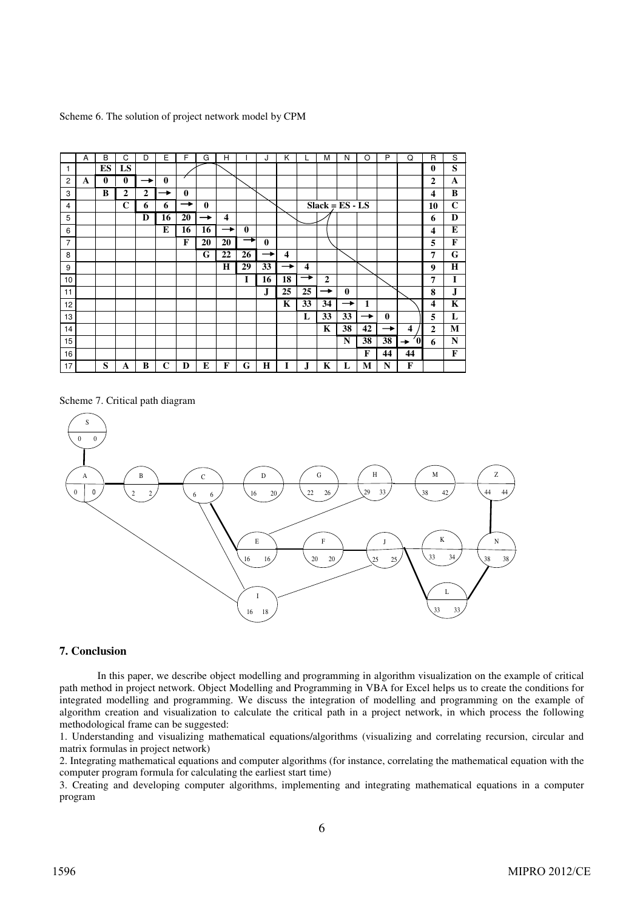Scheme 6. The solution of project network model by CPM

|  | A | B | C | D | E | F | G | H | I | J | K | L | M | N | O | P | Q | R | S |
|---|---|---|---|---|---|---|---|---|---|---|---|---|---|---|---|---|---|---|---|
| 1 |  | **ES** | **LS** |  |  |  |  |  |  |  |  |  |  |  |  |  |  | **0** | **S** |
| 2 | **A** | **0** | **0** | → | **0** |  |  |  |  |  |  |  |  |  |  |  |  | **2** | **A** |
| 3 |  | **B** | **2** | **2** | → | **0** |  |  |  |  |  |  |  |  |  |  |  | **4** | **B** |
| 4 |  |  | **C** | **6** | **6** | → | **0** |  |  |  |  | **Slack = ES - LS** |  |  |  |  |  | **10** | **C** |
| 5 |  |  |  | **D** | **16** | **20** | → | **4** |  |  |  |  |  |  |  |  |  | **6** | **D** |
| 6 |  |  |  |  | **E** | **16** | **16** | → | **0** |  |  |  |  |  |  |  |  | **4** | **E** |
| 7 |  |  |  |  |  | **F** | **20** | **20** | → | **0** |  |  |  |  |  |  |  | **5** | **F** |
| 8 |  |  |  |  |  |  | **G** | **22** | **26** | → | **4** |  |  |  |  |  |  | **7** | **G** |
| 9 |  |  |  |  |  |  |  | **H** | **29** | **33** | → | **4** |  |  |  |  |  | **9** | **H** |
| 10 |  |  |  |  |  |  |  |  | **I** | **16** | **18** | → | **2** |  |  |  |  | **7** | **I** |
| 11 |  |  |  |  |  |  |  |  |  | **J** | **25** | **25** | → | **0** |  |  |  | **8** | **J** |
| 12 |  |  |  |  |  |  |  |  |  |  | **K** | **33** | **34** | → | **1** |  |  | **4** | **K** |
| 13 |  |  |  |  |  |  |  |  |  |  |  | **L** | **33** | **33** | → | **0** |  | **5** | **L** |
| 14 |  |  |  |  |  |  |  |  |  |  |  |  | **K** | **38** | **42** | → | **4** | **2** | **M** |
| 15 |  |  |  |  |  |  |  |  |  |  |  |  |  | **N** | **38** | **38** | → **0** | **6** | **N** |
| 16 |  |  |  |  |  |  |  |  |  |  |  |  |  |  | **F** | **44** | **44** |  | **F** |
| 17 |  | **S** | **A** | **B** | **C** | **D** | **E** | **F** | **G** | **H** | **I** | **J** | **K** | **L** | **M** | **N** | **F** |  |  |

Scheme 7. Critical path diagram

## 7. Conclusion

In this paper, we describe object modelling and programming in algorithm visualization on the example of critical path method in project network. Object Modelling and Programming in VBA for Excel helps us to create the conditions for integrated modelling and programming. We discuss the integration of modelling and programming on the example of algorithm creation and visualization to calculate the critical path in a project network, in which process the following methodological frame can be suggested:

1. Understanding and visualizing mathematical equations/algorithms (visualizing and correlating recursion, circular and matrix formulas in project network)
2. Integrating mathematical equations and computer algorithms (for instance, correlating the mathematical equation with the computer program formula for calculating the earliest start time)
3. Creating and developing computer algorithms, implementing and integrating mathematical equations in a computer program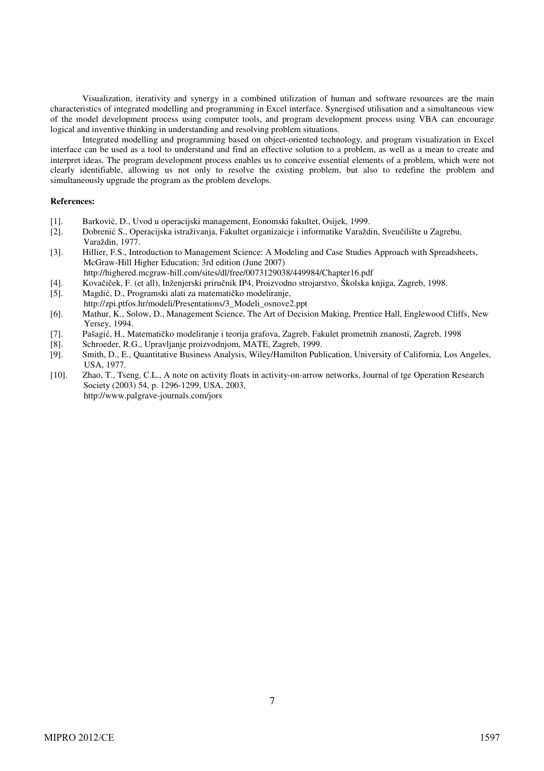Visualization, iterativity and synergy in a combined utilization of human and software resources are the main characteristics of integrated modelling and programming in Excel interface. Synergised utilisation and a simultaneous view of the model development process using computer tools, and program development process using VBA can encourage logical and inventive thinking in understanding and resolving problem situations.

Integrated modelling and programming based on object-oriented technology, and program visualization in Excel interface can be used as a tool to understand and find an effective solution to a problem, as well as a mean to create and interpret ideas. The program development process enables us to conceive essential elements of a problem, which were not clearly identifiable, allowing us not only to resolve the existing problem, but also to redefine the problem and simultaneously upgrade the program as the problem develops.

**References:**

[1]. Barković, D., Uvod u operacijski management, Eonomski fakultet, Osijek, 1999.

[2]. Dobrenić S., Operacijska istraživanja, Fakultet organizaicje i informatike Varaždin, Sveučilište u Zagrebu, Varaždin, 1977.

[3]. Hillier, F.S., Introduction to Management Science: A Modeling and Case Studies Approach with Spreadsheets, McGraw-Hill Higher Education; 3rd edition (June 2007) http://highered.mcgraw-hill.com/sites/dl/free/0073129038/449984/Chapter16.pdf

[4]. Kovačiček, F. (et all), Inženjerski priručnik IP4, Proizvodno strojarstvo, Školska knjiga, Zagreb, 1998.

[5]. Magdić, D., Programski alati za matematičko modeliranje, http://zpi.ptfos.hr/modeli/Presentations/3_Modeli_osnove2.ppt

[6]. Mathur, K., Solow, D., Management Science, The Art of Decision Making, Prentice Hall, Englewood Cliffs, New Yersey, 1994.

[7]. Pašagić, H., Matematičko modeliranje i teorija grafova, Zagreb, Fakulet prometnih znanosti, Zagreb, 1998

[8]. Schroeder, R.G., Upravljanje proizvodnjom, MATE, Zagreb, 1999.

[9]. Smith, D., E., Quantitative Business Analysis, Wiley/Hamilton Publication, University of California, Los Angeles, USA, 1977.

[10]. Zhao, T., Tseng, C.L., A note on activity floats in activity-on-arrow networks, Journal of tge Operation Research Society (2003) 54, p. 1296-1299, USA, 2003, http://www.palgrave-journals.com/jors